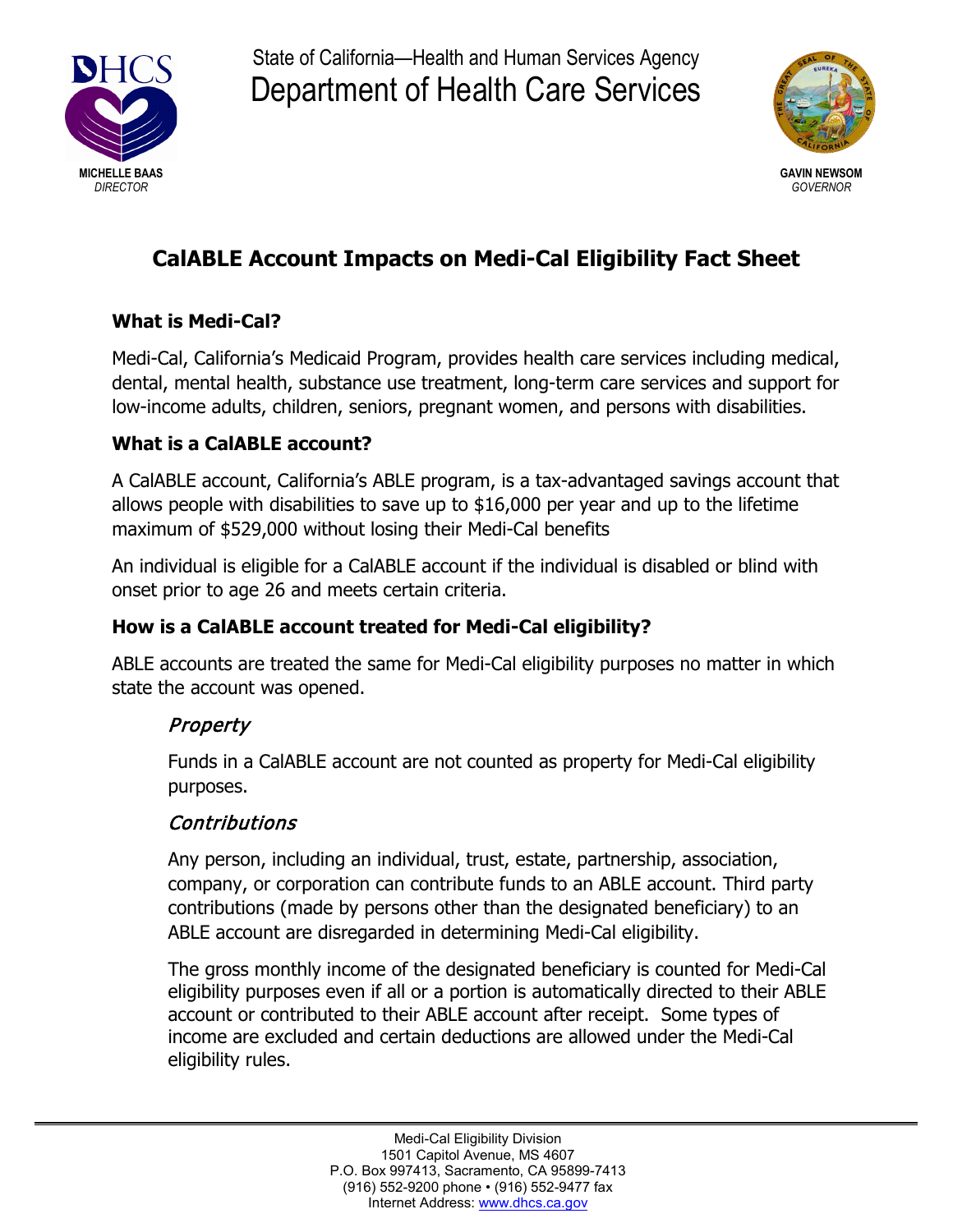State of California—Health and Human Services Agency

Department of Health Care Services

**MICHELLE BAAS**
*DIRECTOR*

**GAVIN NEWSOM**
*GOVERNOR*

# CalABLE Account Impacts on Medi-Cal Eligibility Fact Sheet

## What is Medi-Cal?

Medi-Cal, California's Medicaid Program, provides health care services including medical, dental, mental health, substance use treatment, long-term care services and support for low-income adults, children, seniors, pregnant women, and persons with disabilities.

## What is a CalABLE account?

A CalABLE account, California's ABLE program, is a tax-advantaged savings account that allows people with disabilities to save up to $16,000 per year and up to the lifetime maximum of $529,000 without losing their Medi-Cal benefits

An individual is eligible for a CalABLE account if the individual is disabled or blind with onset prior to age 26 and meets certain criteria.

## How is a CalABLE account treated for Medi-Cal eligibility?

ABLE accounts are treated the same for Medi-Cal eligibility purposes no matter in which state the account was opened.

### *Property*

Funds in a CalABLE account are not counted as property for Medi-Cal eligibility purposes.

### *Contributions*

Any person, including an individual, trust, estate, partnership, association, company, or corporation can contribute funds to an ABLE account. Third party contributions (made by persons other than the designated beneficiary) to an ABLE account are disregarded in determining Medi-Cal eligibility.

The gross monthly income of the designated beneficiary is counted for Medi-Cal eligibility purposes even if all or a portion is automatically directed to their ABLE account or contributed to their ABLE account after receipt. Some types of income are excluded and certain deductions are allowed under the Medi-Cal eligibility rules.

Medi-Cal Eligibility Division
1501 Capitol Avenue, MS 4607
P.O. Box 997413, Sacramento, CA 95899-7413
(916) 552-9200 phone • (916) 552-9477 fax
Internet Address: www.dhcs.ca.gov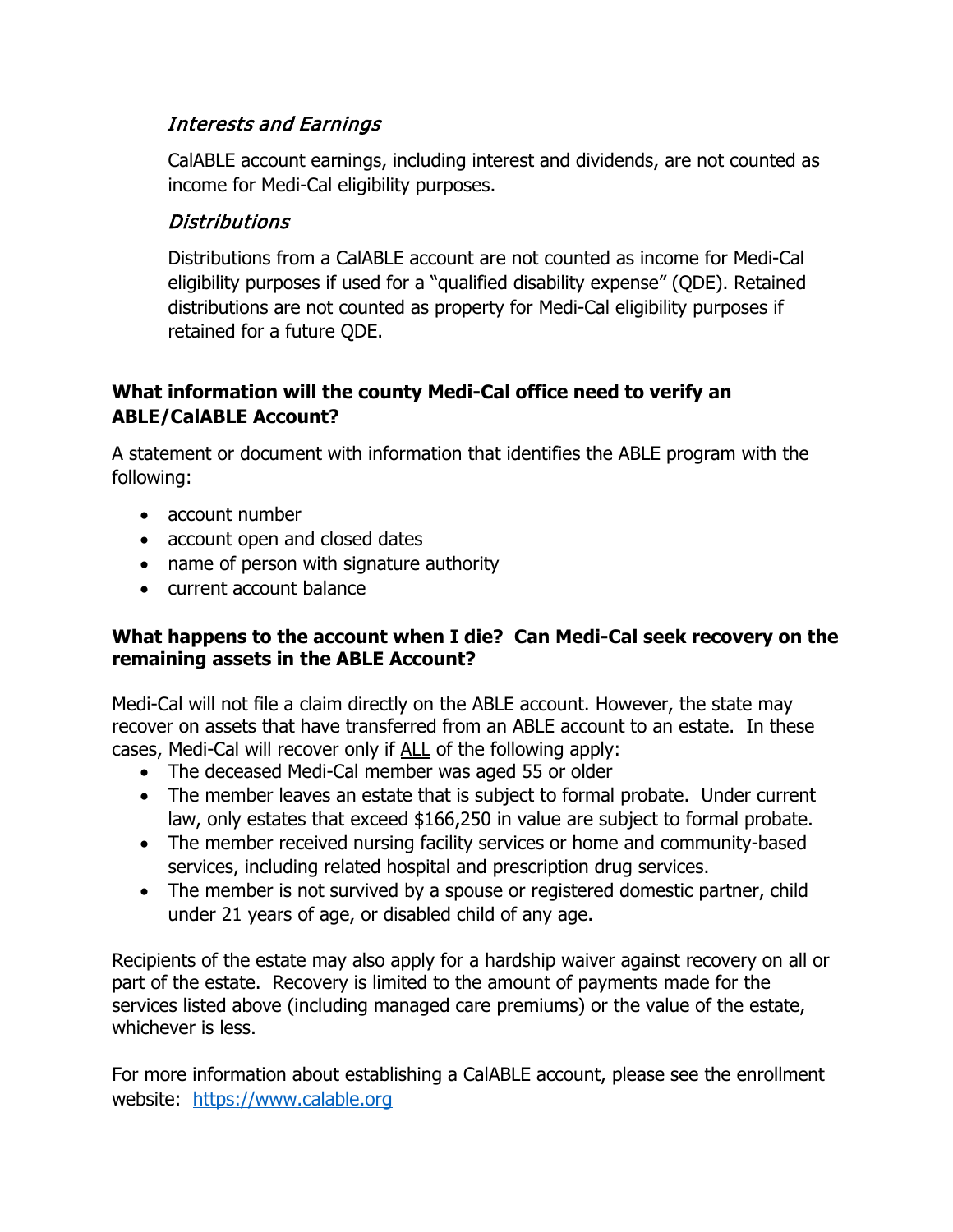### *Interests and Earnings*

CalABLE account earnings, including interest and dividends, are not counted as income for Medi-Cal eligibility purposes.

### *Distributions*

Distributions from a CalABLE account are not counted as income for Medi-Cal eligibility purposes if used for a "qualified disability expense" (QDE). Retained distributions are not counted as property for Medi-Cal eligibility purposes if retained for a future QDE.

**What information will the county Medi-Cal office need to verify an ABLE/CalABLE Account?**

A statement or document with information that identifies the ABLE program with the following:

- account number
- account open and closed dates
- name of person with signature authority
- current account balance

**What happens to the account when I die? Can Medi-Cal seek recovery on the remaining assets in the ABLE Account?**

Medi-Cal will not file a claim directly on the ABLE account. However, the state may recover on assets that have transferred from an ABLE account to an estate. In these cases, Medi-Cal will recover only if <u>ALL</u> of the following apply:

- The deceased Medi-Cal member was aged 55 or older
- The member leaves an estate that is subject to formal probate. Under current law, only estates that exceed $166,250 in value are subject to formal probate.
- The member received nursing facility services or home and community-based services, including related hospital and prescription drug services.
- The member is not survived by a spouse or registered domestic partner, child under 21 years of age, or disabled child of any age.

Recipients of the estate may also apply for a hardship waiver against recovery on all or part of the estate. Recovery is limited to the amount of payments made for the services listed above (including managed care premiums) or the value of the estate, whichever is less.

For more information about establishing a CalABLE account, please see the enrollment website: [https://www.calable.org](https://www.calable.org)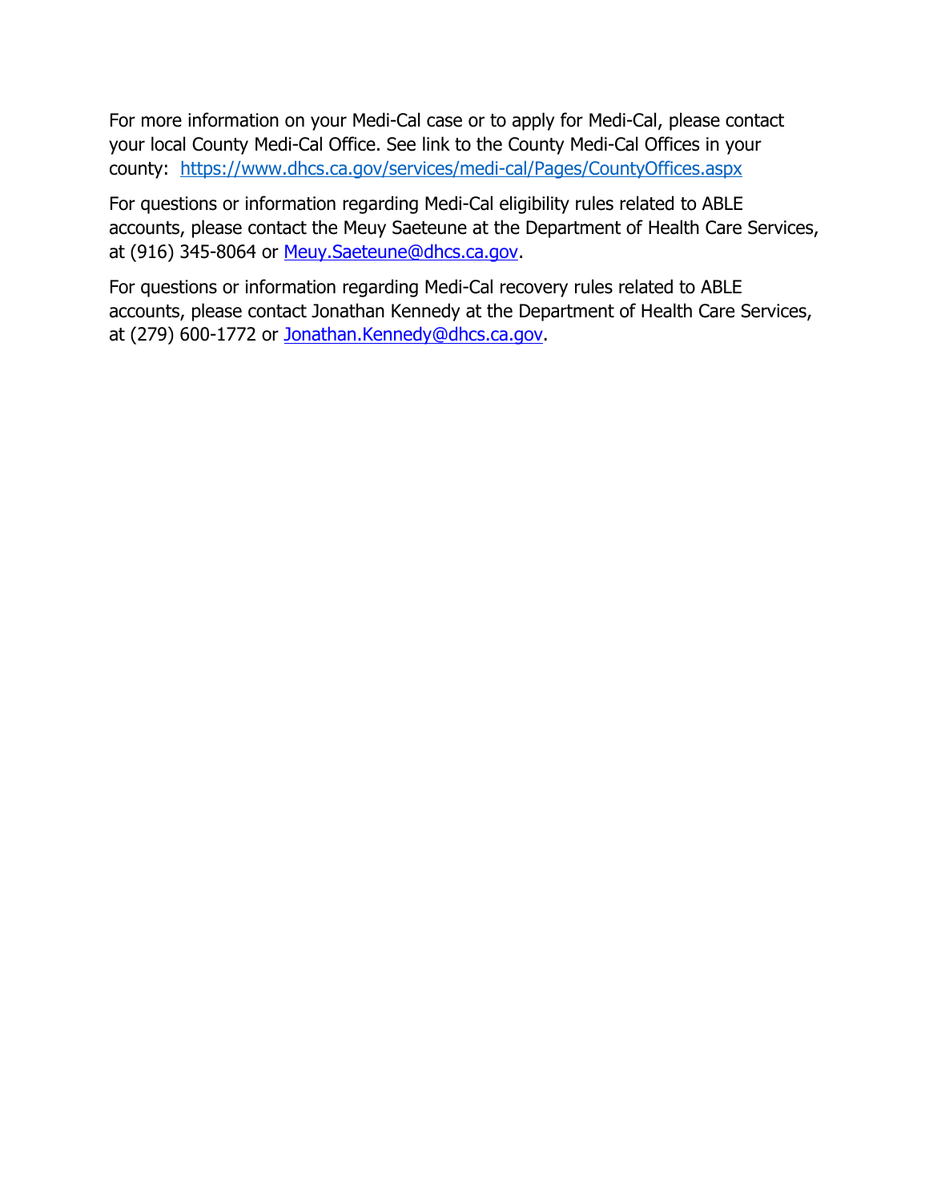For more information on your Medi-Cal case or to apply for Medi-Cal, please contact your local County Medi-Cal Office. See link to the County Medi-Cal Offices in your county: [https://www.dhcs.ca.gov/services/medi-cal/Pages/CountyOffices.aspx](https://www.dhcs.ca.gov/services/medi-cal/Pages/CountyOffices.aspx)

For questions or information regarding Medi-Cal eligibility rules related to ABLE accounts, please contact the Meuy Saeteune at the Department of Health Care Services, at (916) 345-8064 or [Meuy.Saeteune@dhcs.ca.gov](mailto:Meuy.Saeteune@dhcs.ca.gov).

For questions or information regarding Medi-Cal recovery rules related to ABLE accounts, please contact Jonathan Kennedy at the Department of Health Care Services, at (279) 600-1772 or [Jonathan.Kennedy@dhcs.ca.gov](mailto:Jonathan.Kennedy@dhcs.ca.gov).